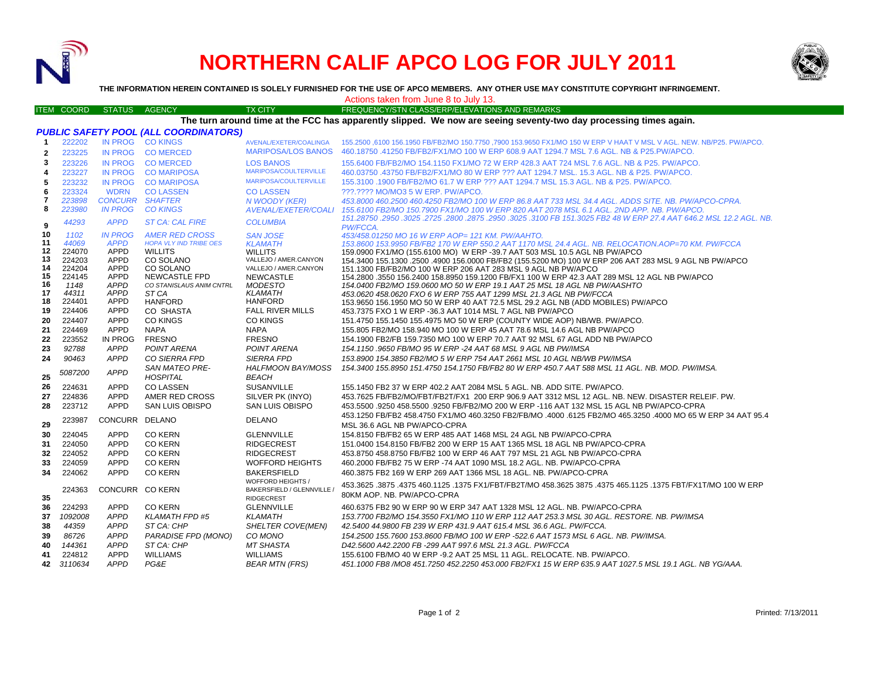# NORTHERN CALIF APCO LOG FOR JULY 2011

**THE INFORMATION HEREIN CONTAINED IS SOLELY FURNISHED FOR THE USE OF APCO MEMBERS. ANY OTHER USE MAY CONSTITUTE COPYRIGHT INFRINGEMENT.**

Actions taken from June 8 to July 13.

**The turn around time at the FCC has apparently slipped. We now are seeing seventy-two day processing times again.**

### *PUBLIC SAFETY POOL (ALL COORDINATORS)*

| ITEM | COORD | STATUS | AGENCY | TX CITY | FREQUENCY/STN CLASS/ERP/ELEVATIONS AND REMARKS |
|---|---|---|---|---|---|
| 1 | 222202 | IN PROG | CO KINGS | AVENAL/EXETER/COALINGA | 155.2500 ,6100 156.1950 FB/FB2/MO 150.7750 ,7900 153.9650 FX1/MO 150 W ERP V HAAT V MSL V AGL. NEW. NB/P25. PW/APCO. |
| 2 | 223225 | IN PROG | CO MERCED | MARIPOSA/LOS BANOS | 460.18750 .41250 FB/FB2/FX1/MO 100 W ERP 608.9 AAT 1294.7 MSL 7.6 AGL. NB & P25.PW/APCO. |
| 3 | 223226 | IN PROG | CO MERCED | LOS BANOS | 155.6400 FB/FB2/MO 154.1150 FX1/MO 72 W ERP 428.3 AAT 724 MSL 7.6 AGL. NB & P25. PW/APCO. |
| 4 | 223227 | IN PROG | CO MARIPOSA | MARIPOSA/COULTERVILLE | 460.03750 .43750 FB/FB2/FX1/MO 80 W ERP ??? AAT 1294.7 MSL. 15.3 AGL. NB & P25. PW/APCO. |
| 5 | 223232 | IN PROG | CO MARIPOSA | MARIPOSA/COULTERVILLE | 155.3100 .1900 FB/FB2/MO 61.7 W ERP ??? AAT 1294.7 MSL 15.3 AGL. NB & P25. PW/APCO. |
| 6 | 223324 | WDRN | CO LASSEN | CO LASSEN | ???.???? MO/MO3 5 W ERP. PW/APCO. |
| 7 | *223898* | *CONCURR* | *SHAFTER* | *N WOODY (KER)* | *453.8000 460.2500 460.4250 FB2/MO 100 W ERP 86.8 AAT 733 MSL 34.4 AGL. ADDS SITE. NB. PW/APCO-CPRA.* |
| 8 | *223980* | *IN PROG* | *CO KINGS* | *AVENAL/EXETER/COALI* | *155.6100 FB2/MO 150.7900 FX1/MO 100 W ERP 820 AAT 2078 MSL 6.1 AGL. 2ND APP. NB. PW/APCO.* |
| 9 | *44293* | *APPD* | *ST CA: CAL FIRE* | *COLUMBIA* | *151.28750 .2950 .3025 .2725 .2800 .2875 .2950 .3025 .3100 FB 151.3025 FB2 48 W ERP 27.4 AAT 646.2 MSL 12.2 AGL. NB. PW/FCCA.* |
| 10 | *1102* | *IN PROG* | *AMER RED CROSS* | *SAN JOSE* | *453/458.01250 MO 16 W ERP AOP= 121 KM. PW/AAHTO.* |
| 11 | *44069* | *APPD* | *HOPA VLY IND TRIBE OES* | *KLAMATH* | *153.8600 153.9950 FB/FB2 170 W ERP 550.2 AAT 1170 MSL 24.4 AGL. NB. RELOCATION.AOP=70 KM. PW/FCCA* |
| 12 | 224070 | APPD | WILLITS | WILLITS | 159.0900 FX1/MO (155.6100 MO) W ERP -39.7 AAT 503 MSL 10.5 AGL NB PW/APCO |
| 13 | 224203 | APPD | CO SOLANO | VALLEJO / AMER.CANYON | 154.3400 155.1300 .2500 .4900 156.0000 FB/FB2 (155.5200 MO) 100 W ERP 206 AAT 283 MSL 9 AGL NB PW/APCO |
| 14 | 224204 | APPD | CO SOLANO | VALLEJO / AMER.CANYON | 151.1300 FB/FB2/MO 100 W ERP 206 AAT 283 MSL 9 AGL NB PW/APCO |
| 15 | 224145 | APPD | NEWCASTLE FPD | NEWCASTLE | 154.2800 .3550 156.2400 158.8950 159.1200 FB/FX1 100 W ERP 42.3 AAT 289 MSL 12 AGL NB PW/APCO |
| 16 | *1148* | *APPD* | *CO STANISLAUS ANIM CNTRL* | *MODESTO* | *154.0400 FB2/MO 159.0600 MO 50 W ERP 19.1 AAT 25 MSL 18 AGL NB PW/AASHTO* |
| 17 | *44311* | *APPD* | *ST CA* | *KLAMATH* | *453.0620 458.0620 FXO 6 W ERP 755 AAT 1299 MSL 21.3 AGL NB PW/FCCA* |
| 18 | 224401 | APPD | HANFORD | HANFORD | 153.9650 156.1950 MO 50 W ERP 40 AAT 72.5 MSL 29.2 AGL NB (ADD MOBILES) PW/APCO |
| 19 | 224406 | APPD | CO SHASTA | FALL RIVER MILLS | 453.7375 FXO 1 W ERP -36.3 AAT 1014 MSL 7 AGL NB PW/APCO |
| 20 | 224407 | APPD | CO KINGS | CO KINGS | 151.4750 155.1450 155.4975 MO 50 W ERP (COUNTY WIDE AOP) NB/WB. PW/APCO. |
| 21 | 224469 | APPD | NAPA | NAPA | 155.805 FB2/MO 158.940 MO 100 W ERP 45 AAT 78.6 MSL 14.6 AGL NB PW/APCO |
| 22 | 223552 | IN PROG | FRESNO | FRESNO | 154.1900 FB2/FB 159.7350 MO 100 W ERP 70.7 AAT 92 MSL 67 AGL ADD NB PW/APCO |
| 23 | *92788* | *APPD* | *POINT ARENA* | *POINT ARENA* | *154.1150 .9650 FB/MO 95 W ERP -24 AAT 68 MSL 9 AGL NB PW/IMSA* |
| 24 | *90463* | *APPD* | *CO SIERRA FPD* | *SIERRA FPD* | *153.8900 154.3850 FB2/MO 5 W ERP 754 AAT 2661 MSL 10 AGL NB/WB PW/IMSA* |
| 25 | *5087200* | *APPD* | *SAN MATEO PRE-HOSPITAL* | *HALFMOON BAY/MOSS BEACH* | *154.3400 155.8950 151.4750 154.1750 FB/FB2 80 W ERP 450.7 AAT 588 MSL 11 AGL. NB. MOD. PW/IMSA.* |
| 26 | 224631 | APPD | CO LASSEN | SUSANVILLE | 155.1450 FB2 37 W ERP 402.2 AAT 2084 MSL 5 AGL. NB. ADD SITE. PW/APCO. |
| 27 | 224836 | APPD | AMER RED CROSS | SILVER PK (INYO) | 453.7625 FB/FB2/MO/FBT/FB2T/FX1 200 ERP 906.9 AAT 3312 MSL 12 AGL. NB. NEW. DISASTER RELEIF. PW. |
| 28 | 223712 | APPD | SAN LUIS OBISPO | SAN LUIS OBISPO | 453.5500 .9250 458.5500 .9250 FB/FB2/MO 200 W ERP -116 AAT 132 MSL 15 AGL NB PW/APCO-CPRA |
| 29 | 223987 | CONCURR | DELANO | DELANO | 453.1250 FB/FB2 458.4750 FX1/MO 460.3250 FB2/FB/MO .4000 .6125 FB2/MO 465.3250 .4000 MO 65 W ERP 34 AAT 95.4 MSL 36.6 AGL NB PW/APCO-CPRA |
| 30 | 224045 | APPD | CO KERN | GLENNVILLE | 154.8150 FB/FB2 65 W ERP 485 AAT 1468 MSL 24 AGL NB PW/APCO-CPRA |
| 31 | 224050 | APPD | CO KERN | RIDGECREST | 151.0400 154.8150 FB/FB2 200 W ERP 15 AAT 1365 MSL 18 AGL NB PW/APCO-CPRA |
| 32 | 224052 | APPD | CO KERN | RIDGECREST | 453.8750 458.8750 FB/FB2 100 W ERP 46 AAT 797 MSL 21 AGL NB PW/APCO-CPRA |
| 33 | 224059 | APPD | CO KERN | WOFFORD HEIGHTS | 460.2000 FB/FB2 75 W ERP -74 AAT 1090 MSL 18.2 AGL. NB. PW/APCO-CPRA |
| 34 | 224062 | APPD | CO KERN | BAKERSFIELD | 460.3875 FB2 169 W ERP 269 AAT 1366 MSL 18 AGL. NB. PW/APCO-CPRA |
| 35 | 224363 | CONCURR | CO KERN | WOFFORD HEIGHTS / BAKERSFIELD / GLENNVILLE / RIDGECREST | 453.3625 .3875 .4375 460.1125 .1375 FX1/FBT/FB2T/MO 458.3625 3875 .4375 465.1125 .1375 FBT/FX1T/MO 100 W ERP 80KM AOP. NB. PW/APCO-CPRA |
| 36 | 224293 | APPD | CO KERN | GLENNVILLE | 460.6375 FB2 90 W ERP 90 W ERP 347 AAT 1328 MSL 12 AGL. NB. PW/APCO-CPRA |
| 37 | *1092008* | *APPD* | *KLAMATH FPD #5* | *KLAMATH* | *153.7700 FB2/MO 154.3550 FX1/MO 110 W ERP 112 AAT 253.3 MSL 30 AGL. RESTORE. NB. PW/IMSA* |
| 38 | *44359* | *APPD* | *ST CA: CHP* | *SHELTER COVE(MEN)* | *42.5400 44.9800 FB 239 W ERP 431.9 AAT 615.4 MSL 36.6 AGL. PW/FCCA.* |
| 39 | *86726* | *APPD* | *PARADISE FPD (MONO)* | *CO MONO* | *154.2500 155.7600 153.8600 FB/MO 100 W ERP -522.6 AAT 1573 MSL 6 AGL. NB. PW/IMSA.* |
| 40 | *144361* | *APPD* | *ST CA: CHP* | *MT SHASTA* | *D42.5600 A42.2200 FB -299 AAT 997.6 MSL 21.3 AGL. PW/FCCA* |
| 41 | 224812 | APPD | WILLIAMS | WILLIAMS | 155.6100 FB/MO 40 W ERP -9.2 AAT 25 MSL 11 AGL. RELOCATE. NB. PW/APCO. |
| 42 | *3110634* | *APPD* | *PG&E* | *BEAR MTN (FRS)* | *451.1000 FB8 /MO8 451.7250 452.2250 453.000 FB2/FX1 15 W ERP 635.9 AAT 1027.5 MSL 19.1 AGL. NB YG/AAA.* |

Printed: 7/13/2011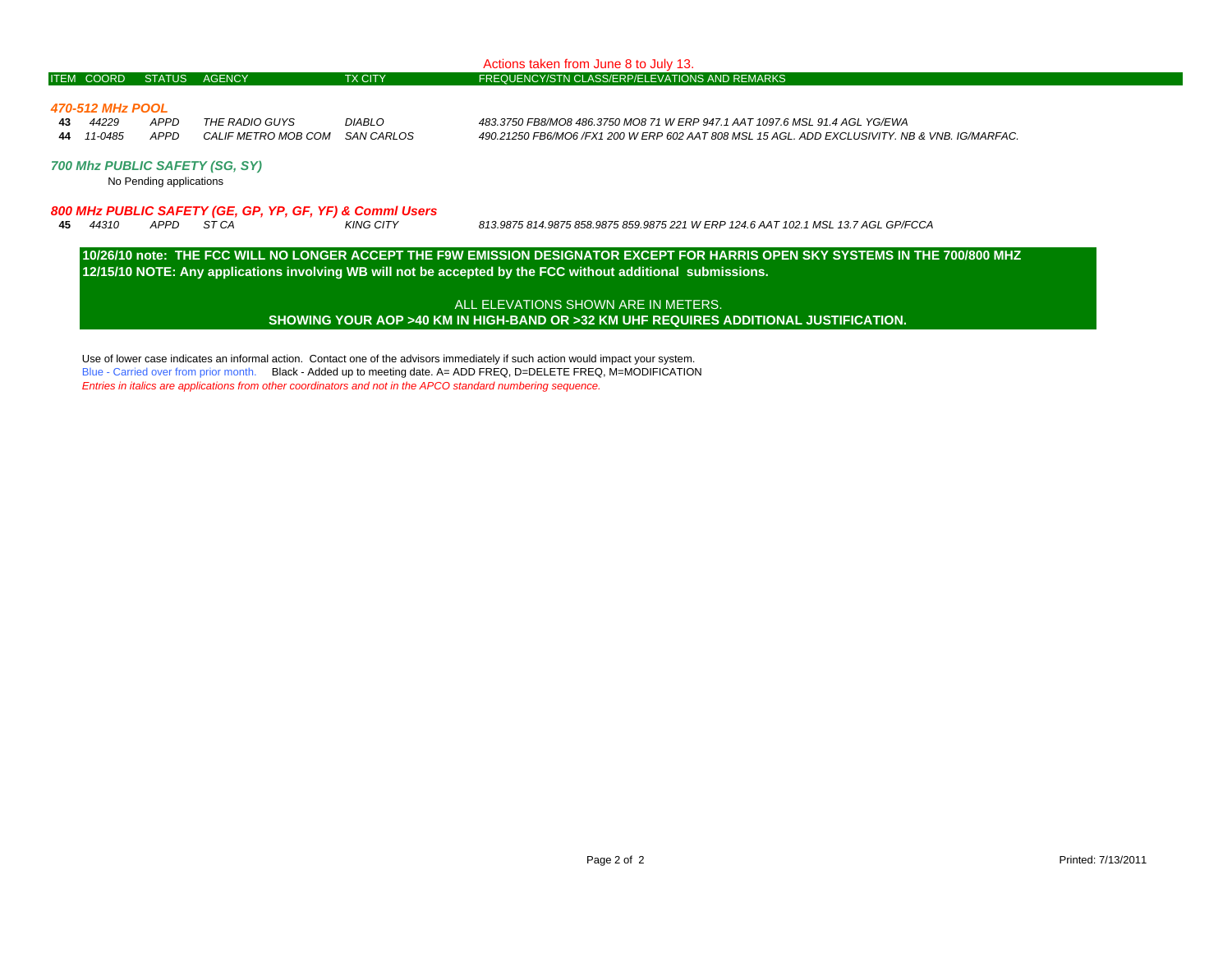Actions taken from June 8 to July 13.

| ITEM | COORD | STATUS | AGENCY | TX CITY | FREQUENCY/STN CLASS/ERP/ELEVATIONS AND REMARKS |
| --- | --- | --- | --- | --- | --- |
| ***470-512 MHz POOL*** | | | | | |
| **43** | *44229* | *APPD* | *THE RADIO GUYS* | *DIABLO* | *483.3750 FB8/MO8 486.3750 MO8 71 W ERP 947.1 AAT 1097.6 MSL 91.4 AGL YG/EWA* |
| **44** | *11-0485* | *APPD* | *CALIF METRO MOB COM* | *SAN CARLOS* | *490.21250 FB6/MO6 /FX1 200 W ERP 602 AAT 808 MSL 15 AGL. ADD EXCLUSIVITY. NB & VNB. IG/MARFAC.* |
| ***700 Mhz PUBLIC SAFETY (SG, SY)*** | | | | | |
| | No Pending applications | | | | |
| ***800 MHz PUBLIC SAFETY (GE, GP, YP, GF, YF) & Comml Users*** | | | | | |
| **45** | *44310* | *APPD* | *ST CA* | *KING CITY* | *813.9875 814.9875 858.9875 859.9875 221 W ERP 124.6 AAT 102.1 MSL 13.7 AGL GP/FCCA* |

**10/26/10 note: THE FCC WILL NO LONGER ACCEPT THE F9W EMISSION DESIGNATOR EXCEPT FOR HARRIS OPEN SKY SYSTEMS IN THE 700/800 MHZ**

**12/15/10 NOTE: Any applications involving WB will not be accepted by the FCC without additional submissions.**

ALL ELEVATIONS SHOWN ARE IN METERS.

**SHOWING YOUR AOP >40 KM IN HIGH-BAND OR >32 KM UHF REQUIRES ADDITIONAL JUSTIFICATION.**

Use of lower case indicates an informal action. Contact one of the advisors immediately if such action would impact your system.

Blue - Carried over from prior month. Black - Added up to meeting date. A= ADD FREQ, D=DELETE FREQ, M=MODIFICATION

*Entries in italics are applications from other coordinators and not in the APCO standard numbering sequence.*

Printed: 7/13/2011